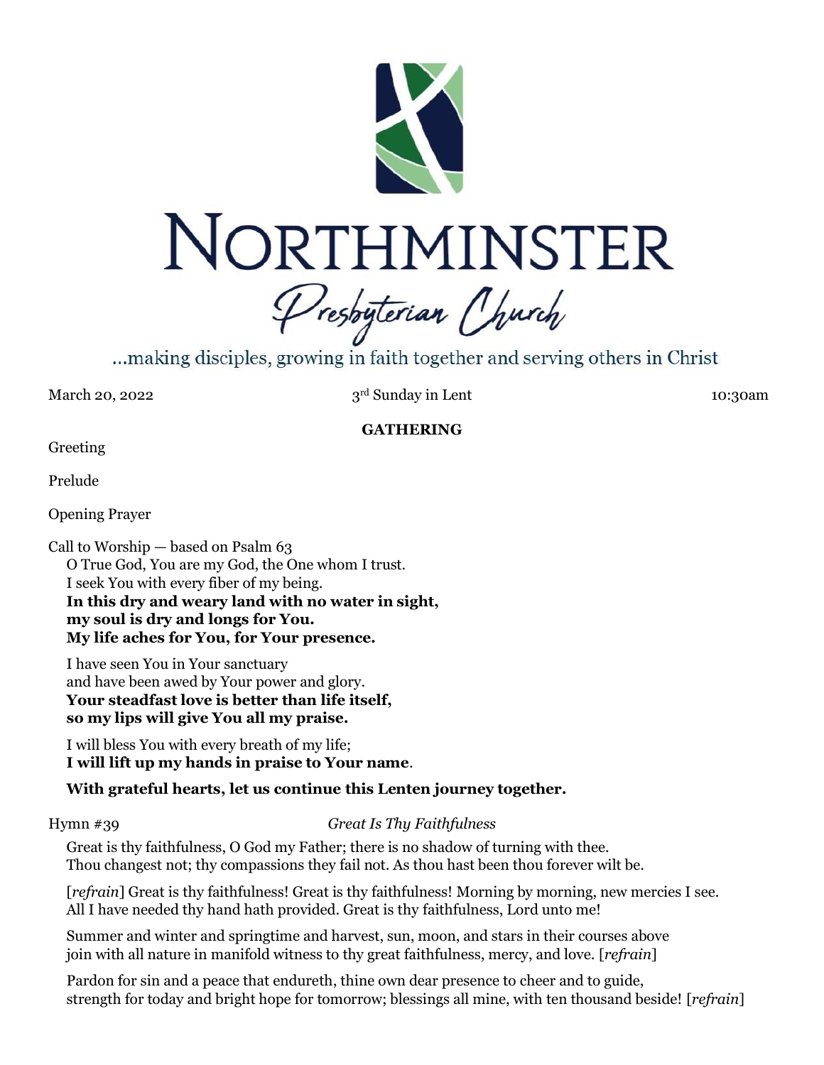# NORTHMINSTER

## Presbyterian Church

...making disciples, growing in faith together and serving others in Christ

March 20, 2022 — 3rd Sunday in Lent — 10:30am

**GATHERING**

Greeting

Prelude

Opening Prayer

Call to Worship — based on Psalm 63

O True God, You are my God, the One whom I trust.
I seek You with every fiber of my being.
**In this dry and weary land with no water in sight,**
**my soul is dry and longs for You.**
**My life aches for You, for Your presence.**

I have seen You in Your sanctuary
and have been awed by Your power and glory.
**Your steadfast love is better than life itself,**
**so my lips will give You all my praise.**

I will bless You with every breath of my life;
**I will lift up my hands in praise to Your name**.

**With grateful hearts, let us continue this Lenten journey together.**

Hymn #39 — *Great Is Thy Faithfulness*

Great is thy faithfulness, O God my Father; there is no shadow of turning with thee.
Thou changest not; thy compassions they fail not. As thou hast been thou forever wilt be.

[*refrain*] Great is thy faithfulness! Great is thy faithfulness! Morning by morning, new mercies I see.
All I have needed thy hand hath provided. Great is thy faithfulness, Lord unto me!

Summer and winter and springtime and harvest, sun, moon, and stars in their courses above
join with all nature in manifold witness to thy great faithfulness, mercy, and love. [*refrain*]

Pardon for sin and a peace that endureth, thine own dear presence to cheer and to guide,
strength for today and bright hope for tomorrow; blessings all mine, with ten thousand beside! [*refrain*]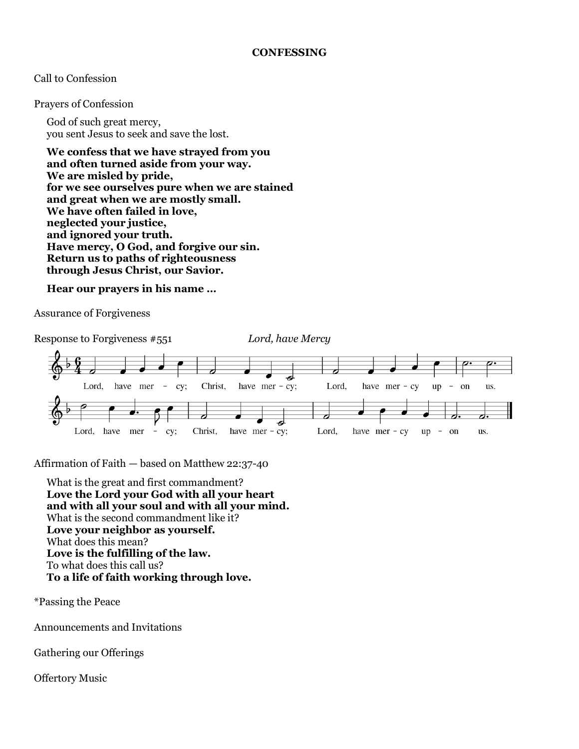**CONFESSING**

Call to Confession

Prayers of Confession

God of such great mercy,
you sent Jesus to seek and save the lost.

**We confess that we have strayed from you**
**and often turned aside from your way.**
**We are misled by pride,**
**for we see ourselves pure when we are stained**
**and great when we are mostly small.**
**We have often failed in love,**
**neglected your justice,**
**and ignored your truth.**
**Have mercy, O God, and forgive our sin.**
**Return us to paths of righteousness**
**through Jesus Christ, our Savior.**

**Hear our prayers in his name …**

Assurance of Forgiveness

Response to Forgiveness #551 *Lord, have Mercy*

Lord, have mer - cy; Christ, have mer - cy; Lord, have mer - cy up - on us.
Lord, have mer - cy; Christ, have mer - cy; Lord, have mer - cy up - on us.

Affirmation of Faith — based on Matthew 22:37-40

What is the great and first commandment?
**Love the Lord your God with all your heart**
**and with all your soul and with all your mind.**
What is the second commandment like it?
**Love your neighbor as yourself.**
What does this mean?
**Love is the fulfilling of the law.**
To what does this call us?
**To a life of faith working through love.**

*Passing the Peace

Announcements and Invitations

Gathering our Offerings

Offertory Music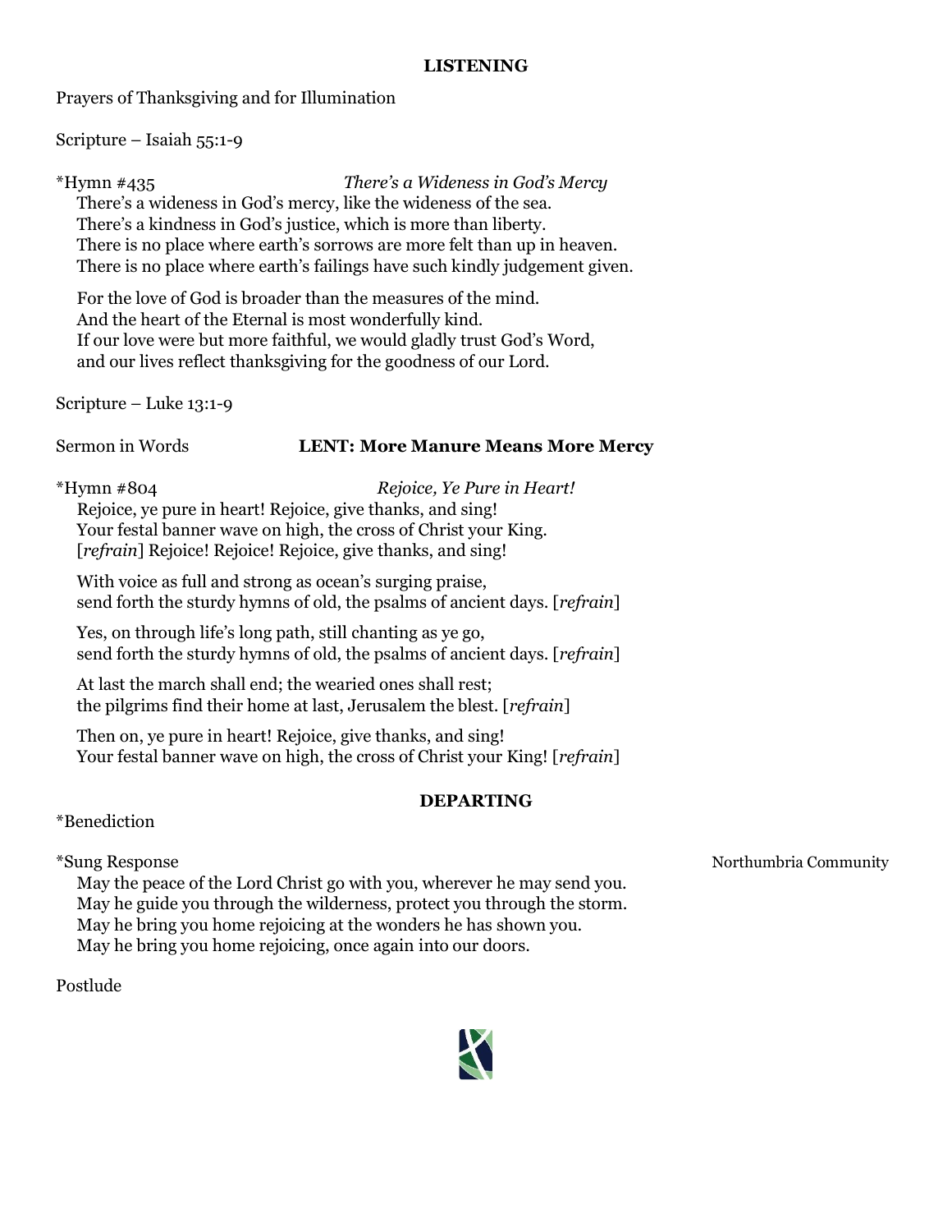## LISTENING

Prayers of Thanksgiving and for Illumination

Scripture – Isaiah 55:1-9

*Hymn #435 *There's a Wideness in God's Mercy*

There's a wideness in God's mercy, like the wideness of the sea.
There's a kindness in God's justice, which is more than liberty.
There is no place where earth's sorrows are more felt than up in heaven.
There is no place where earth's failings have such kindly judgement given.

For the love of God is broader than the measures of the mind.
And the heart of the Eternal is most wonderfully kind.
If our love were but more faithful, we would gladly trust God's Word,
and our lives reflect thanksgiving for the goodness of our Lord.

Scripture – Luke 13:1-9

Sermon in Words **LENT: More Manure Means More Mercy**

*Hymn #804 *Rejoice, Ye Pure in Heart!*

Rejoice, ye pure in heart! Rejoice, give thanks, and sing!
Your festal banner wave on high, the cross of Christ your King.
[*refrain*] Rejoice! Rejoice! Rejoice, give thanks, and sing!

With voice as full and strong as ocean's surging praise,
send forth the sturdy hymns of old, the psalms of ancient days. [*refrain*]

Yes, on through life's long path, still chanting as ye go,
send forth the sturdy hymns of old, the psalms of ancient days. [*refrain*]

At last the march shall end; the wearied ones shall rest;
the pilgrims find their home at last, Jerusalem the blest. [*refrain*]

Then on, ye pure in heart! Rejoice, give thanks, and sing!
Your festal banner wave on high, the cross of Christ your King! [*refrain*]

## DEPARTING

*Benediction

*Sung Response Northumbria Community

May the peace of the Lord Christ go with you, wherever he may send you.
May he guide you through the wilderness, protect you through the storm.
May he bring you home rejoicing at the wonders he has shown you.
May he bring you home rejoicing, once again into our doors.

Postlude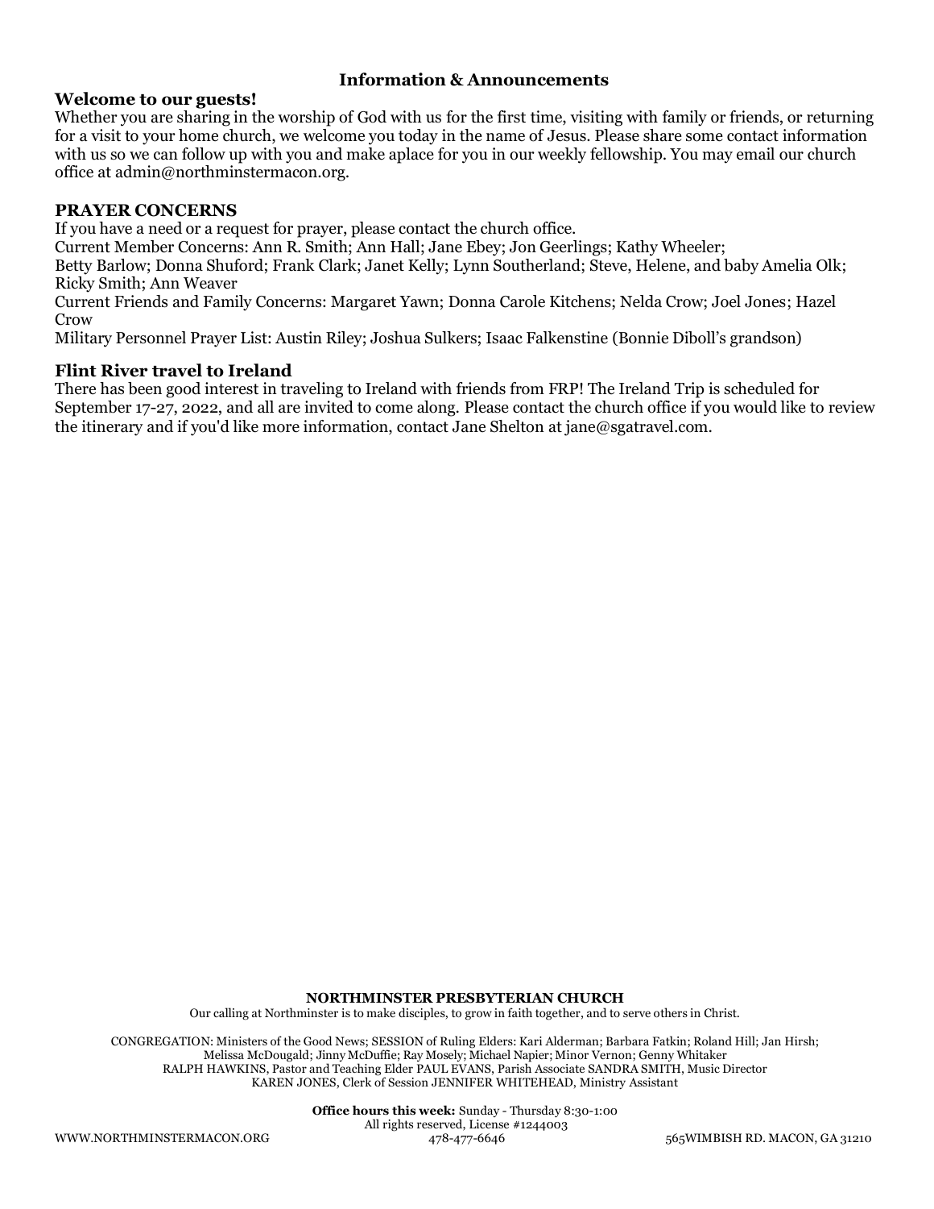## Information & Announcements

### Welcome to our guests!

Whether you are sharing in the worship of God with us for the first time, visiting with family or friends, or returning for a visit to your home church, we welcome you today in the name of Jesus. Please share some contact information with us so we can follow up with you and make aplace for you in our weekly fellowship. You may email our church office at admin@northminstermacon.org.

### PRAYER CONCERNS

If you have a need or a request for prayer, please contact the church office.
Current Member Concerns: Ann R. Smith; Ann Hall; Jane Ebey; Jon Geerlings; Kathy Wheeler; Betty Barlow; Donna Shuford; Frank Clark; Janet Kelly; Lynn Southerland; Steve, Helene, and baby Amelia Olk; Ricky Smith; Ann Weaver
Current Friends and Family Concerns: Margaret Yawn; Donna Carole Kitchens; Nelda Crow; Joel Jones; Hazel Crow
Military Personnel Prayer List: Austin Riley; Joshua Sulkers; Isaac Falkenstine (Bonnie Diboll's grandson)

### Flint River travel to Ireland

There has been good interest in traveling to Ireland with friends from FRP! The Ireland Trip is scheduled for September 17-27, 2022, and all are invited to come along. Please contact the church office if you would like to review the itinerary and if you'd like more information, contact Jane Shelton at jane@sgatravel.com.

**NORTHMINSTER PRESBYTERIAN CHURCH**

Our calling at Northminster is to make disciples, to grow in faith together, and to serve others in Christ.

CONGREGATION: Ministers of the Good News; SESSION of Ruling Elders: Kari Alderman; Barbara Fatkin; Roland Hill; Jan Hirsh; Melissa McDougald; Jinny McDuffie; Ray Mosely; Michael Napier; Minor Vernon; Genny Whitaker
RALPH HAWKINS, Pastor and Teaching Elder PAUL EVANS, Parish Associate SANDRA SMITH, Music Director
KAREN JONES, Clerk of Session JENNIFER WHITEHEAD, Ministry Assistant

**Office hours this week:** Sunday - Thursday 8:30-1:00
All rights reserved, License #1244003

WWW.NORTHMINSTERMACON.ORG 478-477-6646 565WIMBISH RD. MACON, GA 31210